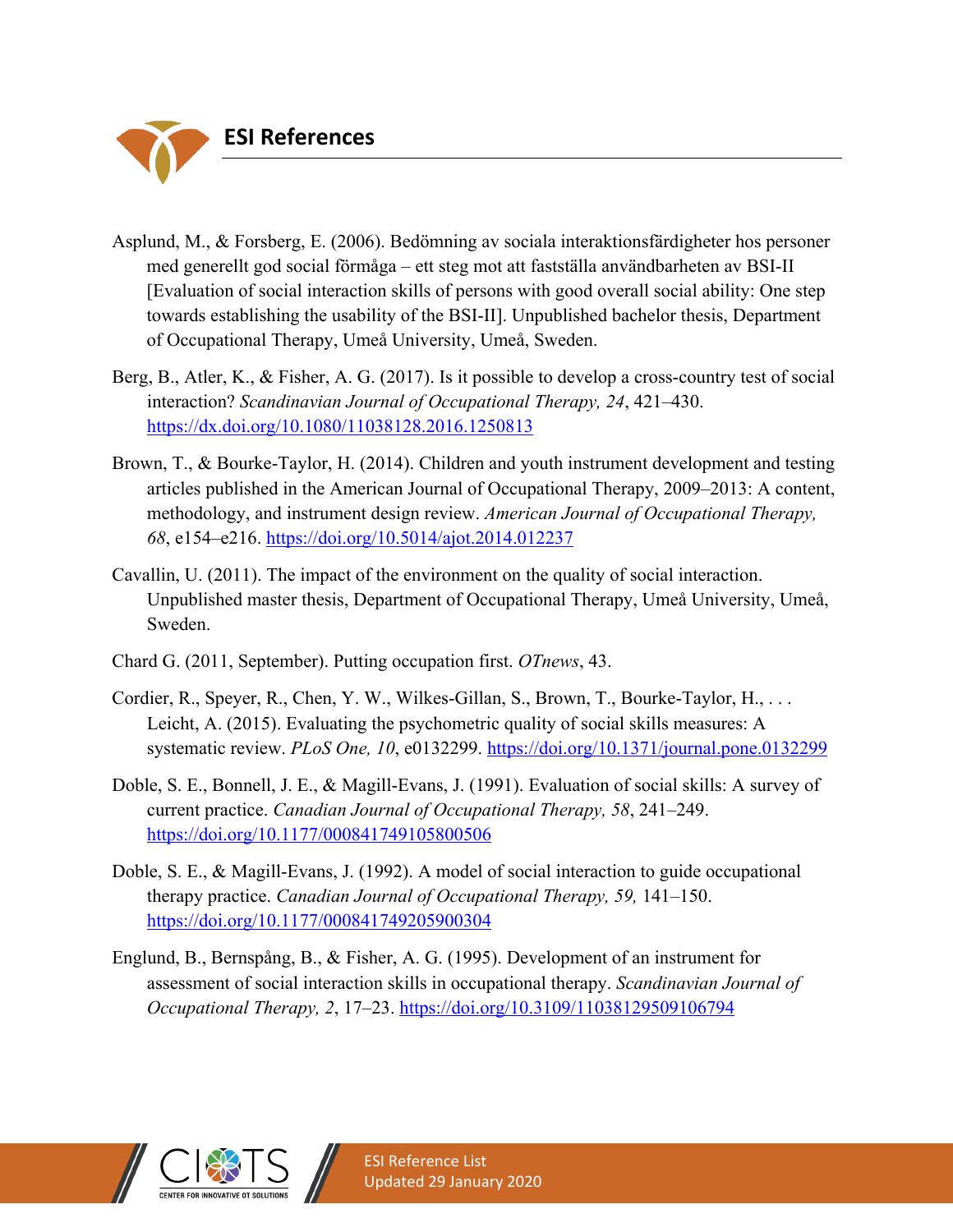# ESI References

Asplund, M., & Forsberg, E. (2006). Bedömning av sociala interaktionsfärdigheter hos personer med generellt god social förmåga – ett steg mot att fastställa användbarheten av BSI-II [Evaluation of social interaction skills of persons with good overall social ability: One step towards establishing the usability of the BSI-II]. Unpublished bachelor thesis, Department of Occupational Therapy, Umeå University, Umeå, Sweden.

Berg, B., Atler, K., & Fisher, A. G. (2017). Is it possible to develop a cross-country test of social interaction? *Scandinavian Journal of Occupational Therapy, 24*, 421–430. https://dx.doi.org/10.1080/11038128.2016.1250813

Brown, T., & Bourke-Taylor, H. (2014). Children and youth instrument development and testing articles published in the American Journal of Occupational Therapy, 2009–2013: A content, methodology, and instrument design review. *American Journal of Occupational Therapy, 68*, e154–e216. https://doi.org/10.5014/ajot.2014.012237

Cavallin, U. (2011). The impact of the environment on the quality of social interaction. Unpublished master thesis, Department of Occupational Therapy, Umeå University, Umeå, Sweden.

Chard G. (2011, September). Putting occupation first. *OTnews*, 43.

Cordier, R., Speyer, R., Chen, Y. W., Wilkes-Gillan, S., Brown, T., Bourke-Taylor, H., . . . Leicht, A. (2015). Evaluating the psychometric quality of social skills measures: A systematic review. *PLoS One, 10*, e0132299. https://doi.org/10.1371/journal.pone.0132299

Doble, S. E., Bonnell, J. E., & Magill-Evans, J. (1991). Evaluation of social skills: A survey of current practice. *Canadian Journal of Occupational Therapy, 58*, 241–249. https://doi.org/10.1177/000841749105800506

Doble, S. E., & Magill-Evans, J. (1992). A model of social interaction to guide occupational therapy practice. *Canadian Journal of Occupational Therapy, 59,* 141–150. https://doi.org/10.1177/000841749205900304

Englund, B., Bernspång, B., & Fisher, A. G. (1995). Development of an instrument for assessment of social interaction skills in occupational therapy. *Scandinavian Journal of Occupational Therapy, 2*, 17–23. https://doi.org/10.3109/11038129509106794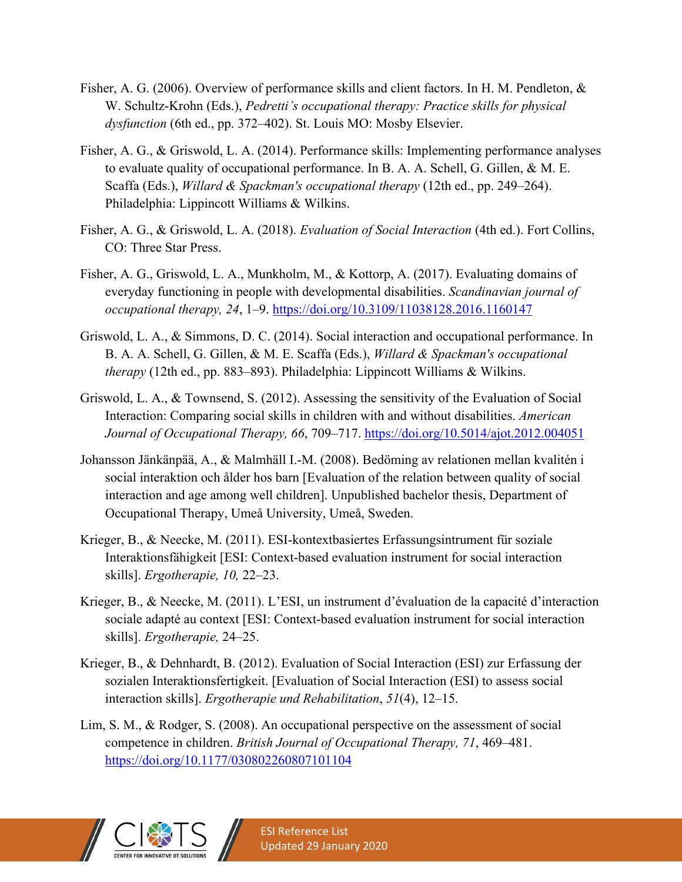Fisher, A. G. (2006). Overview of performance skills and client factors. In H. M. Pendleton, & W. Schultz-Krohn (Eds.), *Pedretti's occupational therapy: Practice skills for physical dysfunction* (6th ed., pp. 372–402). St. Louis MO: Mosby Elsevier.

Fisher, A. G., & Griswold, L. A. (2014). Performance skills: Implementing performance analyses to evaluate quality of occupational performance. In B. A. A. Schell, G. Gillen, & M. E. Scaffa (Eds.), *Willard & Spackman's occupational therapy* (12th ed., pp. 249–264). Philadelphia: Lippincott Williams & Wilkins.

Fisher, A. G., & Griswold, L. A. (2018). *Evaluation of Social Interaction* (4th ed.). Fort Collins, CO: Three Star Press.

Fisher, A. G., Griswold, L. A., Munkholm, M., & Kottorp, A. (2017). Evaluating domains of everyday functioning in people with developmental disabilities. *Scandinavian journal of occupational therapy, 24*, 1–9. https://doi.org/10.3109/11038128.2016.1160147

Griswold, L. A., & Simmons, D. C. (2014). Social interaction and occupational performance. In B. A. A. Schell, G. Gillen, & M. E. Scaffa (Eds.), *Willard & Spackman's occupational therapy* (12th ed., pp. 883–893). Philadelphia: Lippincott Williams & Wilkins.

Griswold, L. A., & Townsend, S. (2012). Assessing the sensitivity of the Evaluation of Social Interaction: Comparing social skills in children with and without disabilities. *American Journal of Occupational Therapy, 66*, 709–717. https://doi.org/10.5014/ajot.2012.004051

Johansson Jänkänpää, A., & Malmhäll I.-M. (2008). Bedöming av relationen mellan kvalitén i social interaktion och ålder hos barn [Evaluation of the relation between quality of social interaction and age among well children]. Unpublished bachelor thesis, Department of Occupational Therapy, Umeå University, Umeå, Sweden.

Krieger, B., & Neecke, M. (2011). ESI-kontextbasiertes Erfassungsintrument für soziale Interaktionsfähigkeit [ESI: Context-based evaluation instrument for social interaction skills]. *Ergotherapie, 10,* 22–23.

Krieger, B., & Neecke, M. (2011). L'ESI, un instrument d'évaluation de la capacité d'interaction sociale adapté au context [ESI: Context-based evaluation instrument for social interaction skills]. *Ergotherapie,* 24–25.

Krieger, B., & Dehnhardt, B. (2012). Evaluation of Social Interaction (ESI) zur Erfassung der sozialen Interaktionsfertigkeit. [Evaluation of Social Interaction (ESI) to assess social interaction skills]. *Ergotherapie und Rehabilitation*, *51*(4), 12–15.

Lim, S. M., & Rodger, S. (2008). An occupational perspective on the assessment of social competence in children. *British Journal of Occupational Therapy, 71*, 469–481. https://doi.org/10.1177/030802260807101104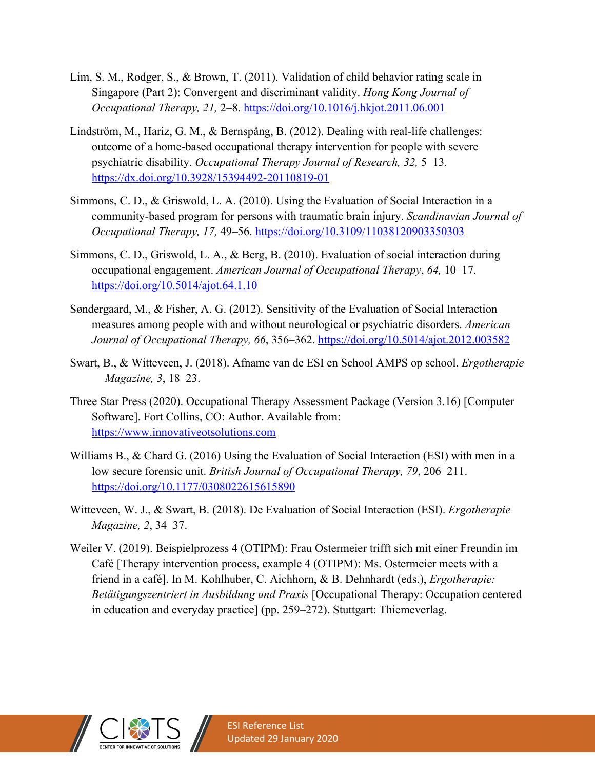Lim, S. M., Rodger, S., & Brown, T. (2011). Validation of child behavior rating scale in Singapore (Part 2): Convergent and discriminant validity. *Hong Kong Journal of Occupational Therapy, 21,* 2–8. https://doi.org/10.1016/j.hkjot.2011.06.001

Lindström, M., Hariz, G. M., & Bernspång, B. (2012). Dealing with real-life challenges: outcome of a home-based occupational therapy intervention for people with severe psychiatric disability. *Occupational Therapy Journal of Research, 32,* 5–13. https://dx.doi.org/10.3928/15394492-20110819-01

Simmons, C. D., & Griswold, L. A. (2010). Using the Evaluation of Social Interaction in a community-based program for persons with traumatic brain injury. *Scandinavian Journal of Occupational Therapy, 17,* 49–56. https://doi.org/10.3109/11038120903350303

Simmons, C. D., Griswold, L. A., & Berg, B. (2010). Evaluation of social interaction during occupational engagement. *American Journal of Occupational Therapy*, *64,* 10–17. https://doi.org/10.5014/ajot.64.1.10

Søndergaard, M., & Fisher, A. G. (2012). Sensitivity of the Evaluation of Social Interaction measures among people with and without neurological or psychiatric disorders. *American Journal of Occupational Therapy, 66*, 356–362. https://doi.org/10.5014/ajot.2012.003582

Swart, B., & Witteveen, J. (2018). Afname van de ESI en School AMPS op school. *Ergotherapie Magazine, 3*, 18–23.

Three Star Press (2020). Occupational Therapy Assessment Package (Version 3.16) [Computer Software]. Fort Collins, CO: Author. Available from: https://www.innovativeotsolutions.com

Williams B., & Chard G. (2016) Using the Evaluation of Social Interaction (ESI) with men in a low secure forensic unit. *British Journal of Occupational Therapy, 79*, 206–211. https://doi.org/10.1177/0308022615615890

Witteveen, W. J., & Swart, B. (2018). De Evaluation of Social Interaction (ESI). *Ergotherapie Magazine, 2*, 34–37.

Weiler V. (2019). Beispielprozess 4 (OTIPM): Frau Ostermeier trifft sich mit einer Freundin im Café [Therapy intervention process, example 4 (OTIPM): Ms. Ostermeier meets with a friend in a café]. In M. Kohlhuber, C. Aichhorn, & B. Dehnhardt (eds.), *Ergotherapie: Betätigungszentriert in Ausbildung und Praxis* [Occupational Therapy: Occupation centered in education and everyday practice] (pp. 259–272). Stuttgart: Thiemeverlag.